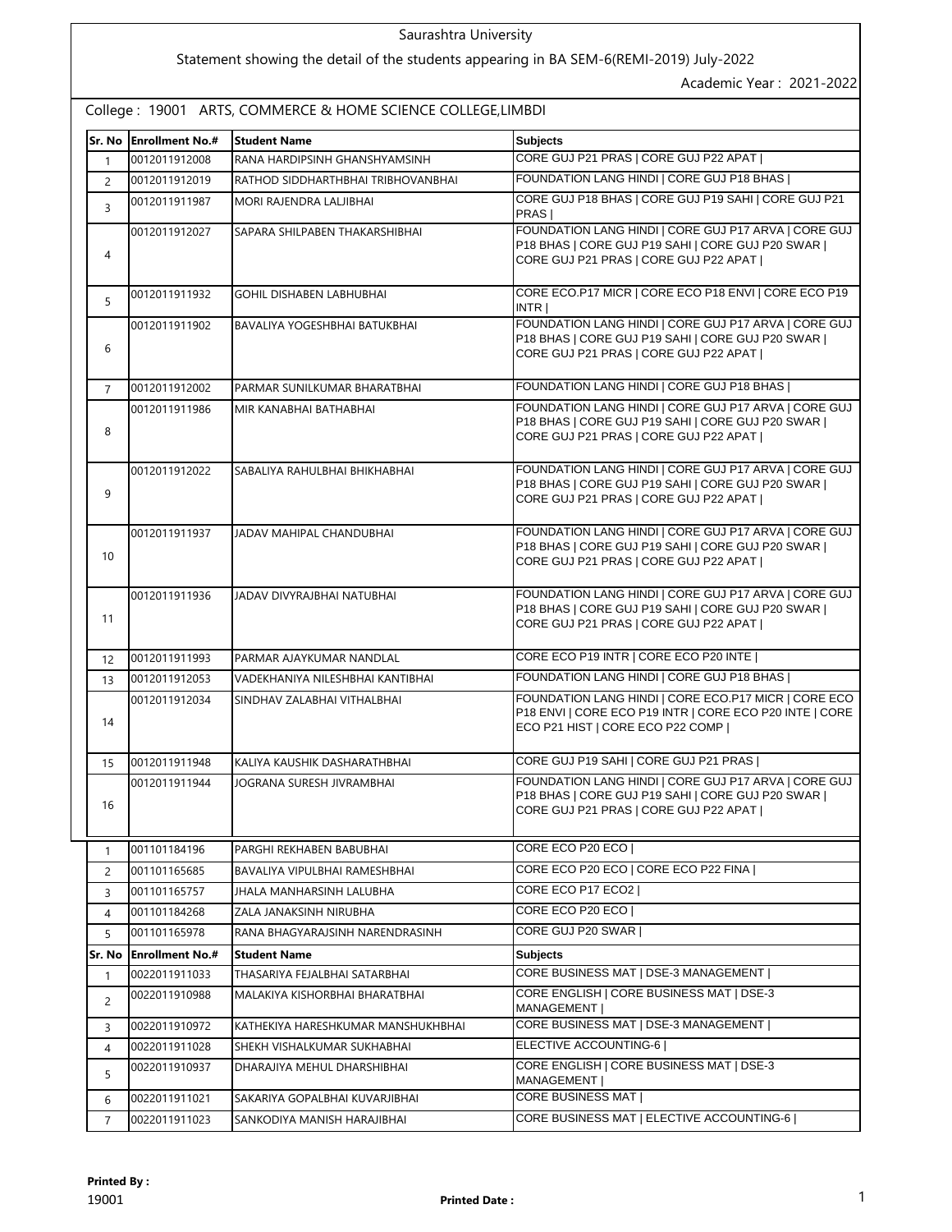Saurashtra University

Statement showing the detail of the students appearing in BA SEM-6(REMI-2019) July-2022

Academic Year : 2021-2022

College : 19001 ARTS, COMMERCE & HOME SCIENCE COLLEGE,LIMBDI

| Sr. No | Enrollment No.# | Student Name | Subjects |
|---|---|---|---|
| 1 | 0012011912008 | RANA HARDIPSINH GHANSHYAMSINH | CORE GUJ P21 PRAS \| CORE GUJ P22 APAT \| |
| 2 | 0012011912019 | RATHOD SIDDHARTHBHAI TRIBHOVANBHAI | FOUNDATION LANG HINDI \| CORE GUJ P18 BHAS \| |
| 3 | 0012011911987 | MORI RAJENDRA LALJIBHAI | CORE GUJ P18 BHAS \| CORE GUJ P19 SAHI \| CORE GUJ P21 PRAS \| |
| 4 | 0012011912027 | SAPARA SHILPABEN THAKARSHIBHAI | FOUNDATION LANG HINDI \| CORE GUJ P17 ARVA \| CORE GUJ P18 BHAS \| CORE GUJ P19 SAHI \| CORE GUJ P20 SWAR \| CORE GUJ P21 PRAS \| CORE GUJ P22 APAT \| |
| 5 | 0012011911932 | GOHIL DISHABEN LABHUBHAI | CORE ECO.P17 MICR \| CORE ECO P18 ENVI \| CORE ECO P19 INTR \| |
| 6 | 0012011911902 | BAVALIYA YOGESHBHAI BATUKBHAI | FOUNDATION LANG HINDI \| CORE GUJ P17 ARVA \| CORE GUJ P18 BHAS \| CORE GUJ P19 SAHI \| CORE GUJ P20 SWAR \| CORE GUJ P21 PRAS \| CORE GUJ P22 APAT \| |
| 7 | 0012011912002 | PARMAR SUNILKUMAR BHARATBHAI | FOUNDATION LANG HINDI \| CORE GUJ P18 BHAS \| |
| 8 | 0012011911986 | MIR KANABHAI BATHABHAI | FOUNDATION LANG HINDI \| CORE GUJ P17 ARVA \| CORE GUJ P18 BHAS \| CORE GUJ P19 SAHI \| CORE GUJ P20 SWAR \| CORE GUJ P21 PRAS \| CORE GUJ P22 APAT \| |
| 9 | 0012011912022 | SABALIYA RAHULBHAI BHIKHABHAI | FOUNDATION LANG HINDI \| CORE GUJ P17 ARVA \| CORE GUJ P18 BHAS \| CORE GUJ P19 SAHI \| CORE GUJ P20 SWAR \| CORE GUJ P21 PRAS \| CORE GUJ P22 APAT \| |
| 10 | 0012011911937 | JADAV MAHIPAL CHANDUBHAI | FOUNDATION LANG HINDI \| CORE GUJ P17 ARVA \| CORE GUJ P18 BHAS \| CORE GUJ P19 SAHI \| CORE GUJ P20 SWAR \| CORE GUJ P21 PRAS \| CORE GUJ P22 APAT \| |
| 11 | 0012011911936 | JADAV DIVYRAJBHAI NATUBHAI | FOUNDATION LANG HINDI \| CORE GUJ P17 ARVA \| CORE GUJ P18 BHAS \| CORE GUJ P19 SAHI \| CORE GUJ P20 SWAR \| CORE GUJ P21 PRAS \| CORE GUJ P22 APAT \| |
| 12 | 0012011911993 | PARMAR AJAYKUMAR NANDLAL | CORE ECO P19 INTR \| CORE ECO P20 INTE \| |
| 13 | 0012011912053 | VADEKHANIYA NILESHBHAI KANTIBHAI | FOUNDATION LANG HINDI \| CORE GUJ P18 BHAS \| |
| 14 | 0012011912034 | SINDHAV ZALABHAI VITHALBHAI | FOUNDATION LANG HINDI \| CORE ECO.P17 MICR \| CORE ECO P18 ENVI \| CORE ECO P19 INTR \| CORE ECO P20 INTE \| CORE ECO P21 HIST \| CORE ECO P22 COMP \| |
| 15 | 0012011911948 | KALIYA KAUSHIK DASHARATHBHAI | CORE GUJ P19 SAHI \| CORE GUJ P21 PRAS \| |
| 16 | 0012011911944 | JOGRANA SURESH JIVRAMBHAI | FOUNDATION LANG HINDI \| CORE GUJ P17 ARVA \| CORE GUJ P18 BHAS \| CORE GUJ P19 SAHI \| CORE GUJ P20 SWAR \| CORE GUJ P21 PRAS \| CORE GUJ P22 APAT \| |

| Sr. No | Enrollment No.# | Student Name | Subjects |
|---|---|---|---|
| 1 | 001101184196 | PARGHI REKHABEN BABUBHAI | CORE ECO P20 ECO \| |
| 2 | 001101165685 | BAVALIYA VIPULBHAI RAMESHBHAI | CORE ECO P20 ECO \| CORE ECO P22 FINA \| |
| 3 | 001101165757 | JHALA MANHARSINH LALUBHA | CORE ECO P17 ECO2 \| |
| 4 | 001101184268 | ZALA JANAKSINH NIRUBHA | CORE ECO P20 ECO \| |
| 5 | 001101165978 | RANA BHAGYARAJSINH NARENDRASINH | CORE GUJ P20 SWAR \| |

| Sr. No | Enrollment No.# | Student Name | Subjects |
|---|---|---|---|
| 1 | 0022011911033 | THASARIYA FEJALBHAI SATARBHAI | CORE BUSINESS MAT \| DSE-3 MANAGEMENT \| |
| 2 | 0022011910988 | MALAKIYA KISHORBHAI BHARATBHAI | CORE ENGLISH \| CORE BUSINESS MAT \| DSE-3 MANAGEMENT \| |
| 3 | 0022011910972 | KATHEKIYA HARESHKUMAR MANSHUKHBHAI | CORE BUSINESS MAT \| DSE-3 MANAGEMENT \| |
| 4 | 0022011911028 | SHEKH VISHALKUMAR SUKHABHAI | ELECTIVE ACCOUNTING-6 \| |
| 5 | 0022011910937 | DHARAJIYA MEHUL DHARSHIBHAI | CORE ENGLISH \| CORE BUSINESS MAT \| DSE-3 MANAGEMENT \| |
| 6 | 0022011911021 | SAKARIYA GOPALBHAI KUVARJIBHAI | CORE BUSINESS MAT \| |
| 7 | 0022011911023 | SANKODIYA MANISH HARAJIBHAI | CORE BUSINESS MAT \| ELECTIVE ACCOUNTING-6 \| |

**Printed By :**
19001

**Printed Date :**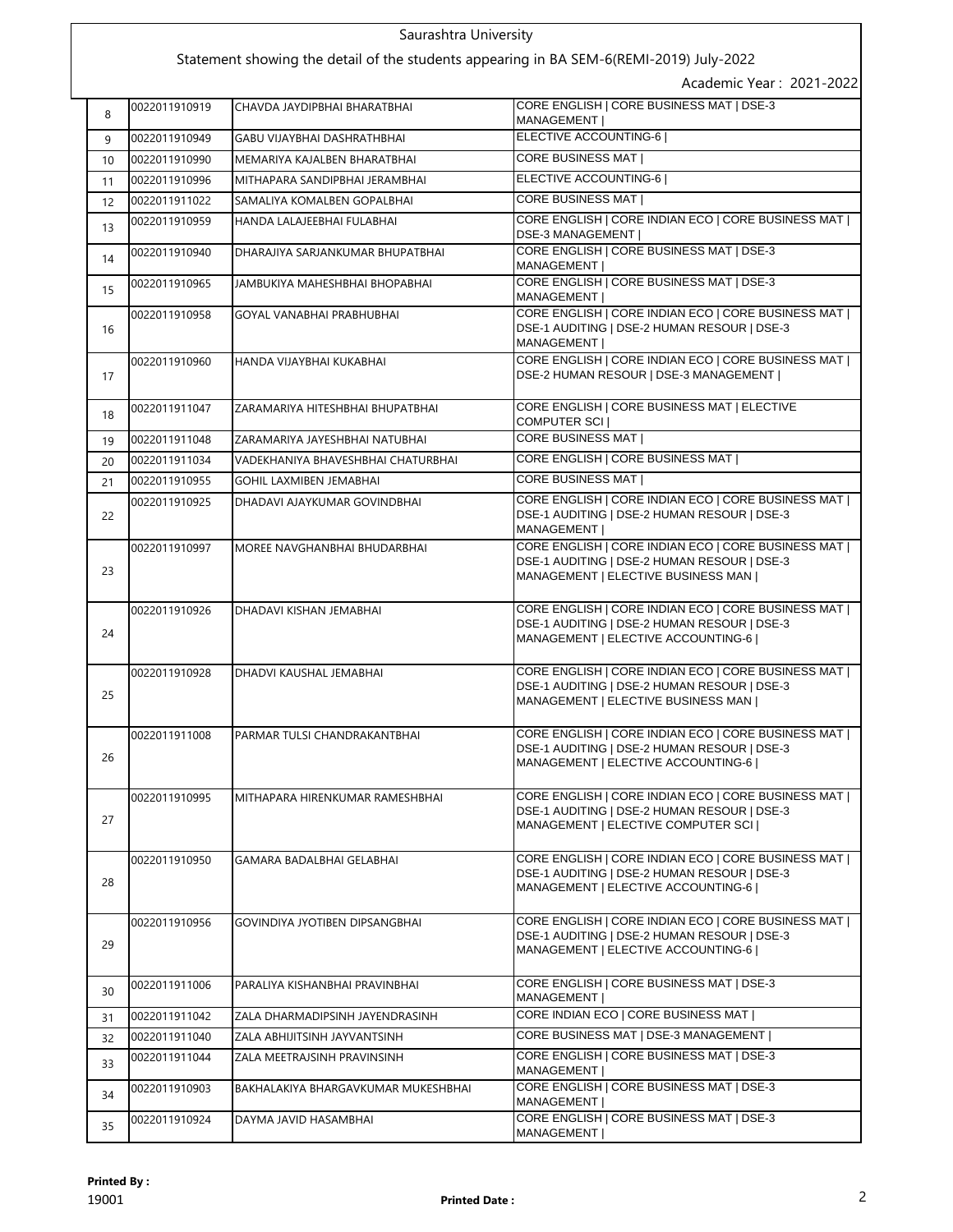Saurashtra University

Statement showing the detail of the students appearing in BA SEM-6(REMI-2019) July-2022

Academic Year : 2021-2022

| | | | |
|---|---|---|---|
| 8 | 0022011910919 | CHAVDA JAYDIPBHAI BHARATBHAI | CORE ENGLISH \| CORE BUSINESS MAT \| DSE-3 MANAGEMENT \| |
| 9 | 0022011910949 | GABU VIJAYBHAI DASHRATHBHAI | ELECTIVE ACCOUNTING-6 \| |
| 10 | 0022011910990 | MEMARIYA KAJALBEN BHARATBHAI | CORE BUSINESS MAT \| |
| 11 | 0022011910996 | MITHAPARA SANDIPBHAI JERAMBHAI | ELECTIVE ACCOUNTING-6 \| |
| 12 | 0022011911022 | SAMALIYA KOMALBEN GOPALBHAI | CORE BUSINESS MAT \| |
| 13 | 0022011910959 | HANDA LALAJEEBHAI FULABHAI | CORE ENGLISH \| CORE INDIAN ECO \| CORE BUSINESS MAT \| DSE-3 MANAGEMENT \| |
| 14 | 0022011910940 | DHARAJIYA SARJANKUMAR BHUPATBHAI | CORE ENGLISH \| CORE BUSINESS MAT \| DSE-3 MANAGEMENT \| |
| 15 | 0022011910965 | JAMBUKIYA MAHESHBHAI BHOPABHAI | CORE ENGLISH \| CORE BUSINESS MAT \| DSE-3 MANAGEMENT \| |
| 16 | 0022011910958 | GOYAL VANABHAI PRABHUBHAI | CORE ENGLISH \| CORE INDIAN ECO \| CORE BUSINESS MAT \| DSE-1 AUDITING \| DSE-2 HUMAN RESOUR \| DSE-3 MANAGEMENT \| |
| 17 | 0022011910960 | HANDA VIJAYBHAI KUKABHAI | CORE ENGLISH \| CORE INDIAN ECO \| CORE BUSINESS MAT \| DSE-2 HUMAN RESOUR \| DSE-3 MANAGEMENT \| |
| 18 | 0022011911047 | ZARAMARIYA HITESHBHAI BHUPATBHAI | CORE ENGLISH \| CORE BUSINESS MAT \| ELECTIVE COMPUTER SCI \| |
| 19 | 0022011911048 | ZARAMARIYA JAYESHBHAI NATUBHAI | CORE BUSINESS MAT \| |
| 20 | 0022011911034 | VADEKHANIYA BHAVESHBHAI CHATURBHAI | CORE ENGLISH \| CORE BUSINESS MAT \| |
| 21 | 0022011910955 | GOHIL LAXMIBEN JEMABHAI | CORE BUSINESS MAT \| |
| 22 | 0022011910925 | DHADAVI AJAYKUMAR GOVINDBHAI | CORE ENGLISH \| CORE INDIAN ECO \| CORE BUSINESS MAT \| DSE-1 AUDITING \| DSE-2 HUMAN RESOUR \| DSE-3 MANAGEMENT \| |
| 23 | 0022011910997 | MOREE NAVGHANBHAI BHUDARBHAI | CORE ENGLISH \| CORE INDIAN ECO \| CORE BUSINESS MAT \| DSE-1 AUDITING \| DSE-2 HUMAN RESOUR \| DSE-3 MANAGEMENT \| ELECTIVE BUSINESS MAN \| |
| 24 | 0022011910926 | DHADAVI KISHAN JEMABHAI | CORE ENGLISH \| CORE INDIAN ECO \| CORE BUSINESS MAT \| DSE-1 AUDITING \| DSE-2 HUMAN RESOUR \| DSE-3 MANAGEMENT \| ELECTIVE ACCOUNTING-6 \| |
| 25 | 0022011910928 | DHADVI KAUSHAL JEMABHAI | CORE ENGLISH \| CORE INDIAN ECO \| CORE BUSINESS MAT \| DSE-1 AUDITING \| DSE-2 HUMAN RESOUR \| DSE-3 MANAGEMENT \| ELECTIVE BUSINESS MAN \| |
| 26 | 0022011911008 | PARMAR TULSI CHANDRAKANTBHAI | CORE ENGLISH \| CORE INDIAN ECO \| CORE BUSINESS MAT \| DSE-1 AUDITING \| DSE-2 HUMAN RESOUR \| DSE-3 MANAGEMENT \| ELECTIVE ACCOUNTING-6 \| |
| 27 | 0022011910995 | MITHAPARA HIRENKUMAR RAMESHBHAI | CORE ENGLISH \| CORE INDIAN ECO \| CORE BUSINESS MAT \| DSE-1 AUDITING \| DSE-2 HUMAN RESOUR \| DSE-3 MANAGEMENT \| ELECTIVE COMPUTER SCI \| |
| 28 | 0022011910950 | GAMARA BADALBHAI GELABHAI | CORE ENGLISH \| CORE INDIAN ECO \| CORE BUSINESS MAT \| DSE-1 AUDITING \| DSE-2 HUMAN RESOUR \| DSE-3 MANAGEMENT \| ELECTIVE ACCOUNTING-6 \| |
| 29 | 0022011910956 | GOVINDIYA JYOTIBEN DIPSANGBHAI | CORE ENGLISH \| CORE INDIAN ECO \| CORE BUSINESS MAT \| DSE-1 AUDITING \| DSE-2 HUMAN RESOUR \| DSE-3 MANAGEMENT \| ELECTIVE ACCOUNTING-6 \| |
| 30 | 0022011911006 | PARALIYA KISHANBHAI PRAVINBHAI | CORE ENGLISH \| CORE BUSINESS MAT \| DSE-3 MANAGEMENT \| |
| 31 | 0022011911042 | ZALA DHARMADIPSINH JAYENDRASINH | CORE INDIAN ECO \| CORE BUSINESS MAT \| |
| 32 | 0022011911040 | ZALA ABHIJITSINH JAYVANTSINH | CORE BUSINESS MAT \| DSE-3 MANAGEMENT \| |
| 33 | 0022011911044 | ZALA MEETRAJSINH PRAVINSINH | CORE ENGLISH \| CORE BUSINESS MAT \| DSE-3 MANAGEMENT \| |
| 34 | 0022011910903 | BAKHALAKIYA BHARGAVKUMAR MUKESHBHAI | CORE ENGLISH \| CORE BUSINESS MAT \| DSE-3 MANAGEMENT \| |
| 35 | 0022011910924 | DAYMA JAVID HASAMBHAI | CORE ENGLISH \| CORE BUSINESS MAT \| DSE-3 MANAGEMENT \| |

**Printed By :**
19001

**Printed Date :**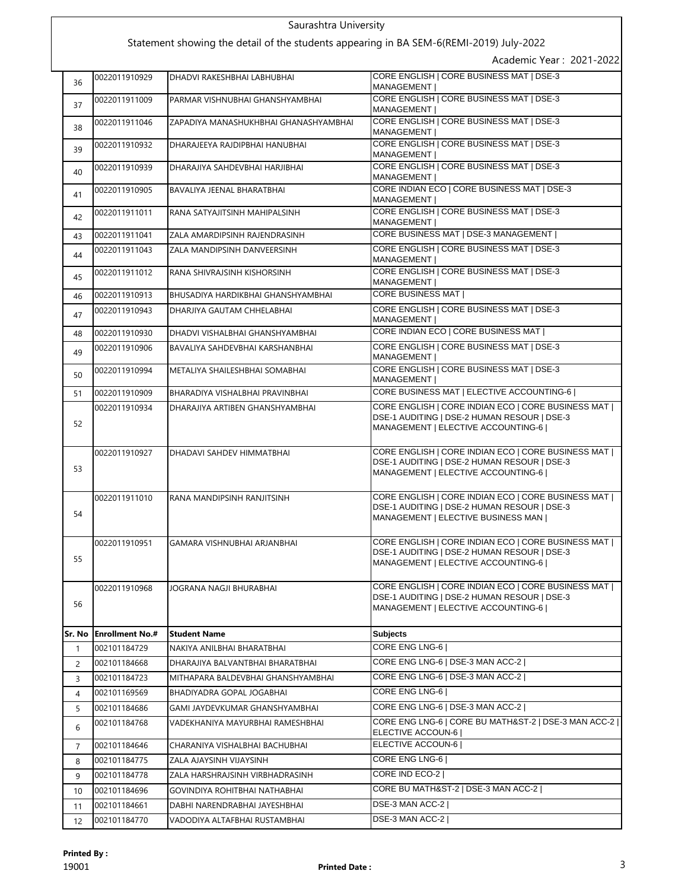Saurashtra University

Statement showing the detail of the students appearing in BA SEM-6(REMI-2019) July-2022

Academic Year : 2021-2022

| | | | |
|---|---|---|---|
| 36 | 0022011910929 | DHADVI RAKESHBHAI LABHUBHAI | CORE ENGLISH \| CORE BUSINESS MAT \| DSE-3 MANAGEMENT \| |
| 37 | 0022011911009 | PARMAR VISHNUBHAI GHANSHYAMBHAI | CORE ENGLISH \| CORE BUSINESS MAT \| DSE-3 MANAGEMENT \| |
| 38 | 0022011911046 | ZAPADIYA MANASHUKHBHAI GHANASHYAMBHAI | CORE ENGLISH \| CORE BUSINESS MAT \| DSE-3 MANAGEMENT \| |
| 39 | 0022011910932 | DHARAJEEYA RAJDIPBHAI HANUBHAI | CORE ENGLISH \| CORE BUSINESS MAT \| DSE-3 MANAGEMENT \| |
| 40 | 0022011910939 | DHARAJIYA SAHDEVBHAI HARJIBHAI | CORE ENGLISH \| CORE BUSINESS MAT \| DSE-3 MANAGEMENT \| |
| 41 | 0022011910905 | BAVALIYA JEENAL BHARATBHAI | CORE INDIAN ECO \| CORE BUSINESS MAT \| DSE-3 MANAGEMENT \| |
| 42 | 0022011911011 | RANA SATYAJITSINH MAHIPALSINH | CORE ENGLISH \| CORE BUSINESS MAT \| DSE-3 MANAGEMENT \| |
| 43 | 0022011911041 | ZALA AMARDIPSINH RAJENDRASINH | CORE BUSINESS MAT \| DSE-3 MANAGEMENT \| |
| 44 | 0022011911043 | ZALA MANDIPSINH DANVEERSINH | CORE ENGLISH \| CORE BUSINESS MAT \| DSE-3 MANAGEMENT \| |
| 45 | 0022011911012 | RANA SHIVRAJSINH KISHORSINH | CORE ENGLISH \| CORE BUSINESS MAT \| DSE-3 MANAGEMENT \| |
| 46 | 0022011910913 | BHUSADIYA HARDIKBHAI GHANSHYAMBHAI | CORE BUSINESS MAT \| |
| 47 | 0022011910943 | DHARJIYA GAUTAM CHHELABHAI | CORE ENGLISH \| CORE BUSINESS MAT \| DSE-3 MANAGEMENT \| |
| 48 | 0022011910930 | DHADVI VISHALBHAI GHANSHYAMBHAI | CORE INDIAN ECO \| CORE BUSINESS MAT \| |
| 49 | 0022011910906 | BAVALIYA SAHDEVBHAI KARSHANBHAI | CORE ENGLISH \| CORE BUSINESS MAT \| DSE-3 MANAGEMENT \| |
| 50 | 0022011910994 | METALIYA SHAILESHBHAI SOMABHAI | CORE ENGLISH \| CORE BUSINESS MAT \| DSE-3 MANAGEMENT \| |
| 51 | 0022011910909 | BHARADIYA VISHALBHAI PRAVINBHAI | CORE BUSINESS MAT \| ELECTIVE ACCOUNTING-6 \| |
| 52 | 0022011910934 | DHARAJIYA ARTIBEN GHANSHYAMBHAI | CORE ENGLISH \| CORE INDIAN ECO \| CORE BUSINESS MAT \| DSE-1 AUDITING \| DSE-2 HUMAN RESOUR \| DSE-3 MANAGEMENT \| ELECTIVE ACCOUNTING-6 \| |
| 53 | 0022011910927 | DHADAVI SAHDEV HIMMATBHAI | CORE ENGLISH \| CORE INDIAN ECO \| CORE BUSINESS MAT \| DSE-1 AUDITING \| DSE-2 HUMAN RESOUR \| DSE-3 MANAGEMENT \| ELECTIVE ACCOUNTING-6 \| |
| 54 | 0022011911010 | RANA MANDIPSINH RANJITSINH | CORE ENGLISH \| CORE INDIAN ECO \| CORE BUSINESS MAT \| DSE-1 AUDITING \| DSE-2 HUMAN RESOUR \| DSE-3 MANAGEMENT \| ELECTIVE BUSINESS MAN \| |
| 55 | 0022011910951 | GAMARA VISHNUBHAI ARJANBHAI | CORE ENGLISH \| CORE INDIAN ECO \| CORE BUSINESS MAT \| DSE-1 AUDITING \| DSE-2 HUMAN RESOUR \| DSE-3 MANAGEMENT \| ELECTIVE ACCOUNTING-6 \| |
| 56 | 0022011910968 | JOGRANA NAGJI BHURABHAI | CORE ENGLISH \| CORE INDIAN ECO \| CORE BUSINESS MAT \| DSE-1 AUDITING \| DSE-2 HUMAN RESOUR \| DSE-3 MANAGEMENT \| ELECTIVE ACCOUNTING-6 \| |

| Sr. No | Enrollment No.# | Student Name | Subjects |
|---|---|---|---|
| 1 | 002101184729 | NAKIYA ANILBHAI BHARATBHAI | CORE ENG LNG-6 \| |
| 2 | 002101184668 | DHARAJIYA BALVANTBHAI BHARATBHAI | CORE ENG LNG-6 \| DSE-3 MAN ACC-2 \| |
| 3 | 002101184723 | MITHAPARA BALDEVBHAI GHANSHYAMBHAI | CORE ENG LNG-6 \| DSE-3 MAN ACC-2 \| |
| 4 | 002101169569 | BHADIYADRA GOPAL JOGABHAI | CORE ENG LNG-6 \| |
| 5 | 002101184686 | GAMI JAYDEVKUMAR GHANSHYAMBHAI | CORE ENG LNG-6 \| DSE-3 MAN ACC-2 \| |
| 6 | 002101184768 | VADEKHANIYA MAYURBHAI RAMESHBHAI | CORE ENG LNG-6 \| CORE BU MATH&ST-2 \| DSE-3 MAN ACC-2 \| ELECTIVE ACCOUN-6 \| |
| 7 | 002101184646 | CHARANIYA VISHALBHAI BACHUBHAI | ELECTIVE ACCOUN-6 \| |
| 8 | 002101184775 | ZALA AJAYSINH VIJAYSINH | CORE ENG LNG-6 \| |
| 9 | 002101184778 | ZALA HARSHRAJSINH VIRBHADRASINH | CORE IND ECO-2 \| |
| 10 | 002101184696 | GOVINDIYA ROHITBHAI NATHABHAI | CORE BU MATH&ST-2 \| DSE-3 MAN ACC-2 \| |
| 11 | 002101184661 | DABHI NARENDRABHAI JAYESHBHAI | DSE-3 MAN ACC-2 \| |
| 12 | 002101184770 | VADODIYA ALTAFBHAI RUSTAMBHAI | DSE-3 MAN ACC-2 \| |

**Printed By :**
19001

**Printed Date :**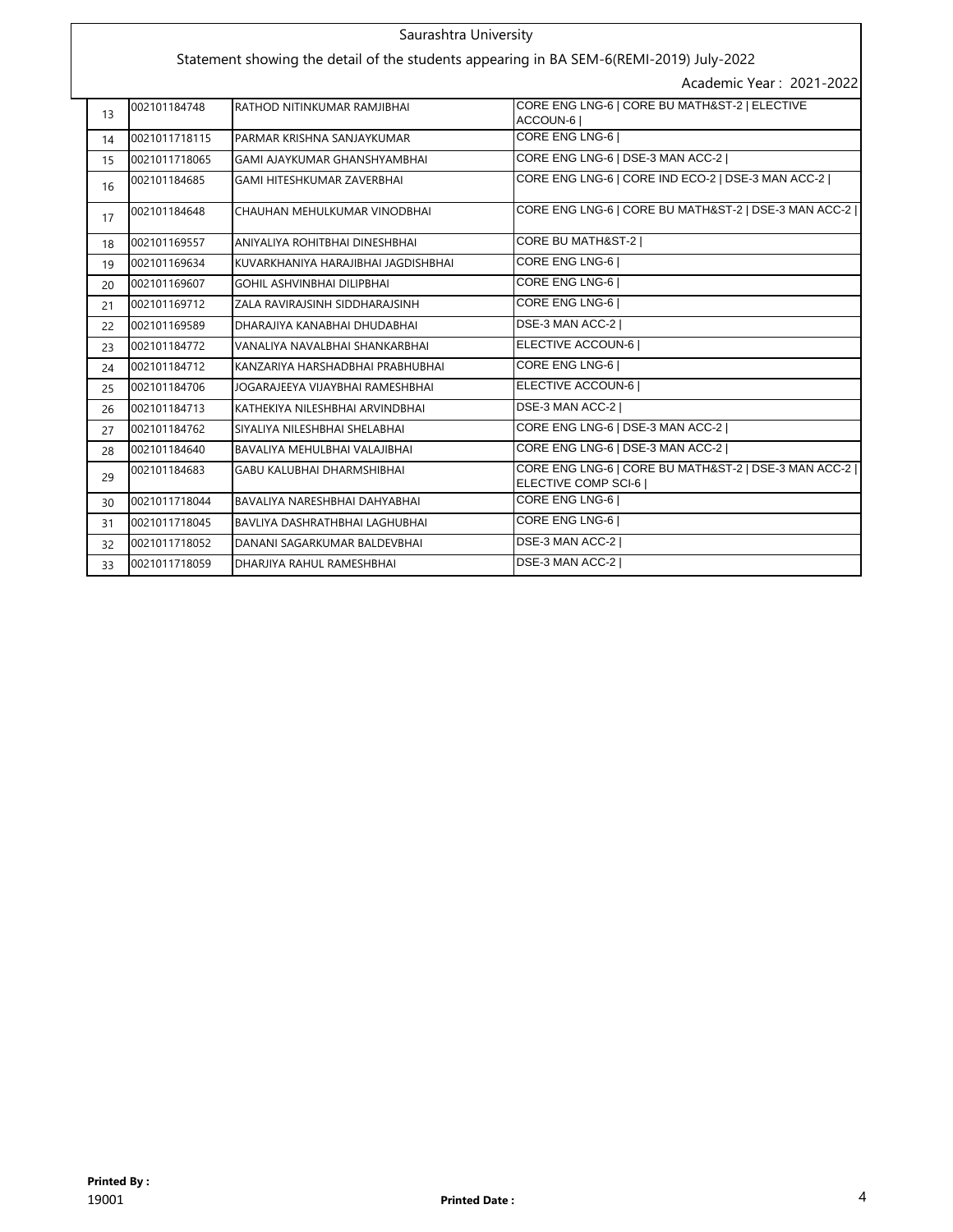Saurashtra University

Statement showing the detail of the students appearing in BA SEM-6(REMI-2019) July-2022

Academic Year : 2021-2022

| | | | |
|---|---|---|---|
| 13 | 002101184748 | RATHOD NITINKUMAR RAMJIBHAI | CORE ENG LNG-6 \| CORE BU MATH&ST-2 \| ELECTIVE ACCOUN-6 \| |
| 14 | 0021011718115 | PARMAR KRISHNA SANJAYKUMAR | CORE ENG LNG-6 \| |
| 15 | 0021011718065 | GAMI AJAYKUMAR GHANSHYAMBHAI | CORE ENG LNG-6 \| DSE-3 MAN ACC-2 \| |
| 16 | 002101184685 | GAMI HITESHKUMAR ZAVERBHAI | CORE ENG LNG-6 \| CORE IND ECO-2 \| DSE-3 MAN ACC-2 \| |
| 17 | 002101184648 | CHAUHAN MEHULKUMAR VINODBHAI | CORE ENG LNG-6 \| CORE BU MATH&ST-2 \| DSE-3 MAN ACC-2 \| |
| 18 | 002101169557 | ANIYALIYA ROHITBHAI DINESHBHAI | CORE BU MATH&ST-2 \| |
| 19 | 002101169634 | KUVARKHANIYA HARAJIBHAI JAGDISHBHAI | CORE ENG LNG-6 \| |
| 20 | 002101169607 | GOHIL ASHVINBHAI DILIPBHAI | CORE ENG LNG-6 \| |
| 21 | 002101169712 | ZALA RAVIRAJSINH SIDDHARAJSINH | CORE ENG LNG-6 \| |
| 22 | 002101169589 | DHARAJIYA KANABHAI DHUDABHAI | DSE-3 MAN ACC-2 \| |
| 23 | 002101184772 | VANALIYA NAVALBHAI SHANKARBHAI | ELECTIVE ACCOUN-6 \| |
| 24 | 002101184712 | KANZARIYA HARSHADBHAI PRABHUBHAI | CORE ENG LNG-6 \| |
| 25 | 002101184706 | JOGARAJEEYA VIJAYBHAI RAMESHBHAI | ELECTIVE ACCOUN-6 \| |
| 26 | 002101184713 | KATHEKIYA NILESHBHAI ARVINDBHAI | DSE-3 MAN ACC-2 \| |
| 27 | 002101184762 | SIYALIYA NILESHBHAI SHELABHAI | CORE ENG LNG-6 \| DSE-3 MAN ACC-2 \| |
| 28 | 002101184640 | BAVALIYA MEHULBHAI VALAJIBHAI | CORE ENG LNG-6 \| DSE-3 MAN ACC-2 \| |
| 29 | 002101184683 | GABU KALUBHAI DHARMSHIBHAI | CORE ENG LNG-6 \| CORE BU MATH&ST-2 \| DSE-3 MAN ACC-2 \| ELECTIVE COMP SCI-6 \| |
| 30 | 0021011718044 | BAVALIYA NARESHBHAI DAHYABHAI | CORE ENG LNG-6 \| |
| 31 | 0021011718045 | BAVLIYA DASHRATHBHAI LAGHUBHAI | CORE ENG LNG-6 \| |
| 32 | 0021011718052 | DANANI SAGARKUMAR BALDEVBHAI | DSE-3 MAN ACC-2 \| |
| 33 | 0021011718059 | DHARJIYA RAHUL RAMESHBHAI | DSE-3 MAN ACC-2 \| |

**Printed By :**
19001

**Printed Date :**